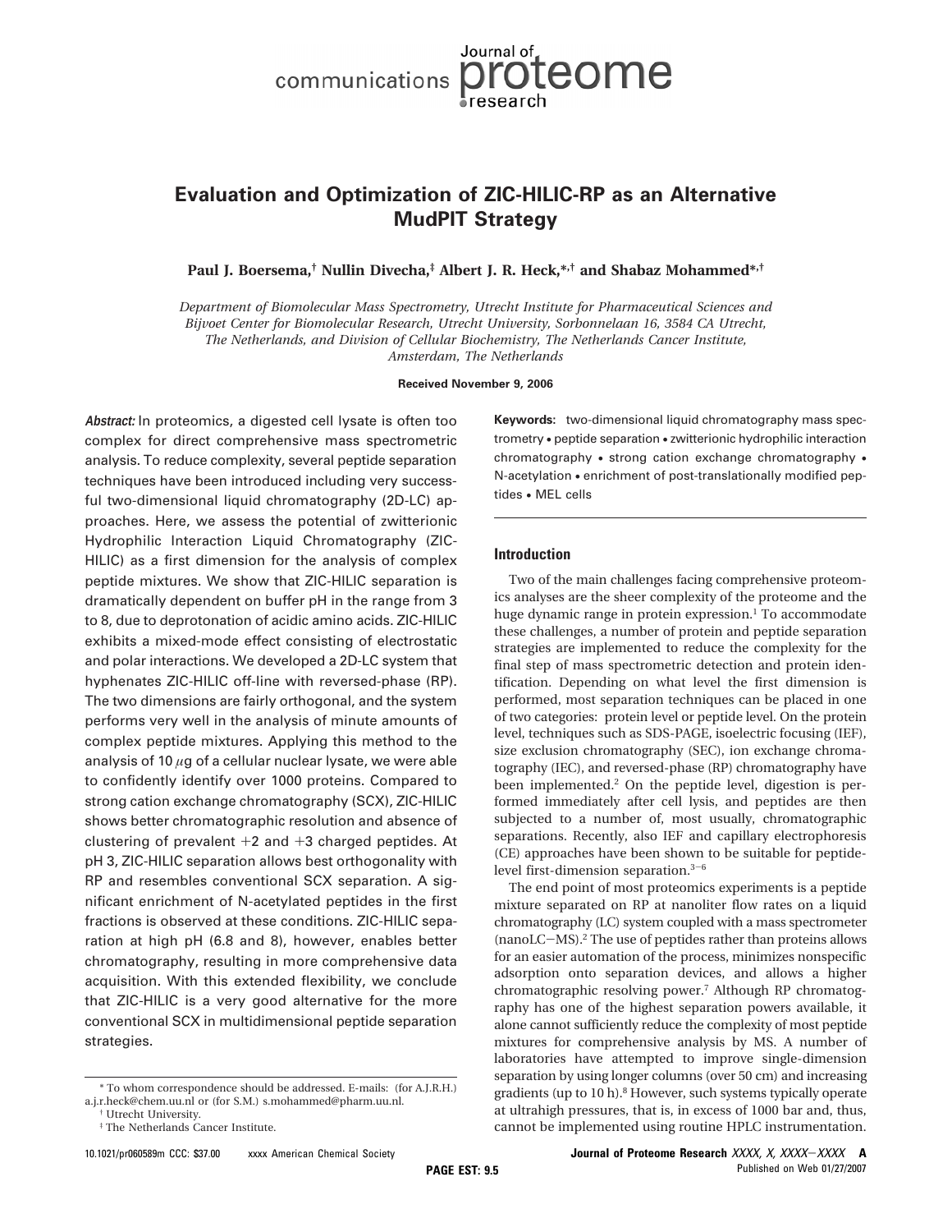# Evaluation and Optimization of ZIC-HILIC-RP as an Alternative MudPIT Strategy

**Paul J. Boersema,[†] Nullin Divecha,[‡] Albert J. R. Heck,[*,†] and Shabaz Mohammed[*,†]**

*Department of Biomolecular Mass Spectrometry, Utrecht Institute for Pharmaceutical Sciences and Bijvoet Center for Biomolecular Research, Utrecht University, Sorbonnelaan 16, 3584 CA Utrecht, The Netherlands, and Division of Cellular Biochemistry, The Netherlands Cancer Institute, Amsterdam, The Netherlands*

**Received November 9, 2006**

***Abstract:*** In proteomics, a digested cell lysate is often too complex for direct comprehensive mass spectrometric analysis. To reduce complexity, several peptide separation techniques have been introduced including very successful two-dimensional liquid chromatography (2D-LC) approaches. Here, we assess the potential of zwitterionic Hydrophilic Interaction Liquid Chromatography (ZIC-HILIC) as a first dimension for the analysis of complex peptide mixtures. We show that ZIC-HILIC separation is dramatically dependent on buffer pH in the range from 3 to 8, due to deprotonation of acidic amino acids. ZIC-HILIC exhibits a mixed-mode effect consisting of electrostatic and polar interactions. We developed a 2D-LC system that hyphenates ZIC-HILIC off-line with reversed-phase (RP). The two dimensions are fairly orthogonal, and the system performs very well in the analysis of minute amounts of complex peptide mixtures. Applying this method to the analysis of 10 $\mu$g of a cellular nuclear lysate, we were able to confidently identify over 1000 proteins. Compared to strong cation exchange chromatography (SCX), ZIC-HILIC shows better chromatographic resolution and absence of clustering of prevalent +2 and +3 charged peptides. At pH 3, ZIC-HILIC separation allows best orthogonality with RP and resembles conventional SCX separation. A significant enrichment of N-acetylated peptides in the first fractions is observed at these conditions. ZIC-HILIC separation at high pH (6.8 and 8), however, enables better chromatography, resulting in more comprehensive data acquisition. With this extended flexibility, we conclude that ZIC-HILIC is a very good alternative for the more conventional SCX in multidimensional peptide separation strategies.

**Keywords:** two-dimensional liquid chromatography mass spectrometry • peptide separation • zwitterionic hydrophilic interaction chromatography • strong cation exchange chromatography • N-acetylation • enrichment of post-translationally modified peptides • MEL cells

## Introduction

Two of the main challenges facing comprehensive proteomics analyses are the sheer complexity of the proteome and the huge dynamic range in protein expression.[1] To accommodate these challenges, a number of protein and peptide separation strategies are implemented to reduce the complexity for the final step of mass spectrometric detection and protein identification. Depending on what level the first dimension is performed, most separation techniques can be placed in one of two categories: protein level or peptide level. On the protein level, techniques such as SDS-PAGE, isoelectric focusing (IEF), size exclusion chromatography (SEC), ion exchange chromatography (IEC), and reversed-phase (RP) chromatography have been implemented.[2] On the peptide level, digestion is performed immediately after cell lysis, and peptides are then subjected to a number of, most usually, chromatographic separations. Recently, also IEF and capillary electrophoresis (CE) approaches have been shown to be suitable for peptide-level first-dimension separation.[3−6]

The end point of most proteomics experiments is a peptide mixture separated on RP at nanoliter flow rates on a liquid chromatography (LC) system coupled with a mass spectrometer (nanoLC−MS).[2] The use of peptides rather than proteins allows for an easier automation of the process, minimizes nonspecific adsorption onto separation devices, and allows a higher chromatographic resolving power.[7] Although RP chromatography has one of the highest separation powers available, it alone cannot sufficiently reduce the complexity of most peptide mixtures for comprehensive analysis by MS. A number of laboratories have attempted to improve single-dimension separation by using longer columns (over 50 cm) and increasing gradients (up to 10 h).[8] However, such systems typically operate at ultrahigh pressures, that is, in excess of 1000 bar and, thus, cannot be implemented using routine HPLC instrumentation.

\* To whom correspondence should be addressed. E-mails: (for A.J.R.H.) a.j.r.heck@chem.uu.nl or (for S.M.) s.mohammed@pharm.uu.nl.

† Utrecht University.

‡ The Netherlands Cancer Institute.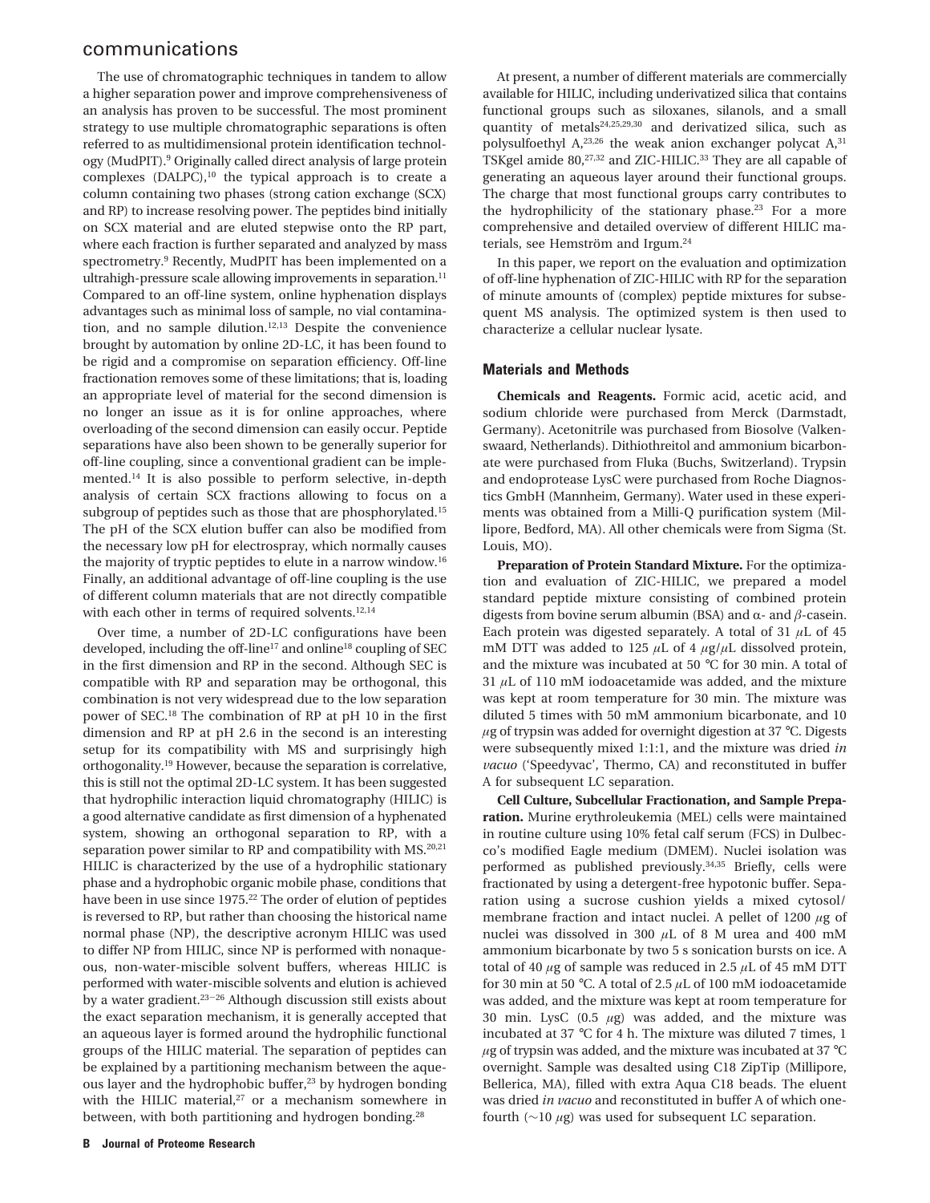The use of chromatographic techniques in tandem to allow a higher separation power and improve comprehensiveness of an analysis has proven to be successful. The most prominent strategy to use multiple chromatographic separations is often referred to as multidimensional protein identification technology (MudPIT).[9] Originally called direct analysis of large protein complexes (DALPC),[10] the typical approach is to create a column containing two phases (strong cation exchange (SCX) and RP) to increase resolving power. The peptides bind initially on SCX material and are eluted stepwise onto the RP part, where each fraction is further separated and analyzed by mass spectrometry.[9] Recently, MudPIT has been implemented on a ultrahigh-pressure scale allowing improvements in separation.[11] Compared to an off-line system, online hyphenation displays advantages such as minimal loss of sample, no vial contamination, and no sample dilution.[12,13] Despite the convenience brought by automation by online 2D-LC, it has been found to be rigid and a compromise on separation efficiency. Off-line fractionation removes some of these limitations; that is, loading an appropriate level of material for the second dimension is no longer an issue as it is for online approaches, where overloading of the second dimension can easily occur. Peptide separations have also been shown to be generally superior for off-line coupling, since a conventional gradient can be implemented.[14] It is also possible to perform selective, in-depth analysis of certain SCX fractions allowing to focus on a subgroup of peptides such as those that are phosphorylated.[15] The pH of the SCX elution buffer can also be modified from the necessary low pH for electrospray, which normally causes the majority of tryptic peptides to elute in a narrow window.[16] Finally, an additional advantage of off-line coupling is the use of different column materials that are not directly compatible with each other in terms of required solvents.[12,14]

Over time, a number of 2D-LC configurations have been developed, including the off-line[17] and online[18] coupling of SEC in the first dimension and RP in the second. Although SEC is compatible with RP and separation may be orthogonal, this combination is not very widespread due to the low separation power of SEC.[18] The combination of RP at pH 10 in the first dimension and RP at pH 2.6 in the second is an interesting setup for its compatibility with MS and surprisingly high orthogonality.[19] However, because the separation is correlative, this is still not the optimal 2D-LC system. It has been suggested that hydrophilic interaction liquid chromatography (HILIC) is a good alternative candidate as first dimension of a hyphenated system, showing an orthogonal separation to RP, with a separation power similar to RP and compatibility with MS.[20,21] HILIC is characterized by the use of a hydrophilic stationary phase and a hydrophobic organic mobile phase, conditions that have been in use since 1975.[22] The order of elution of peptides is reversed to RP, but rather than choosing the historical name normal phase (NP), the descriptive acronym HILIC was used to differ NP from HILIC, since NP is performed with nonaqueous, non-water-miscible solvent buffers, whereas HILIC is performed with water-miscible solvents and elution is achieved by a water gradient.[23−26] Although discussion still exists about the exact separation mechanism, it is generally accepted that an aqueous layer is formed around the hydrophilic functional groups of the HILIC material. The separation of peptides can be explained by a partitioning mechanism between the aqueous layer and the hydrophobic buffer,[23] by hydrogen bonding with the HILIC material,[27] or a mechanism somewhere in between, with both partitioning and hydrogen bonding.[28]

At present, a number of different materials are commercially available for HILIC, including underivatized silica that contains functional groups such as siloxanes, silanols, and a small quantity of metals[24,25,29,30] and derivatized silica, such as polysulfoethyl A,[23,26] the weak anion exchanger polycat A,[31] TSKgel amide 80,[27,32] and ZIC-HILIC.[33] They are all capable of generating an aqueous layer around their functional groups. The charge that most functional groups carry contributes to the hydrophilicity of the stationary phase.[23] For a more comprehensive and detailed overview of different HILIC materials, see Hemström and Irgum.[24]

In this paper, we report on the evaluation and optimization of off-line hyphenation of ZIC-HILIC with RP for the separation of minute amounts of (complex) peptide mixtures for subsequent MS analysis. The optimized system is then used to characterize a cellular nuclear lysate.

## Materials and Methods

**Chemicals and Reagents.** Formic acid, acetic acid, and sodium chloride were purchased from Merck (Darmstadt, Germany). Acetonitrile was purchased from Biosolve (Valkenswaard, Netherlands). Dithiothreitol and ammonium bicarbonate were purchased from Fluka (Buchs, Switzerland). Trypsin and endoprotease LysC were purchased from Roche Diagnostics GmbH (Mannheim, Germany). Water used in these experiments was obtained from a Milli-Q purification system (Millipore, Bedford, MA). All other chemicals were from Sigma (St. Louis, MO).

**Preparation of Protein Standard Mixture.** For the optimization and evaluation of ZIC-HILIC, we prepared a model standard peptide mixture consisting of combined protein digests from bovine serum albumin (BSA) and α- and β-casein. Each protein was digested separately. A total of 31 μL of 45 mM DTT was added to 125 μL of 4 μg/μL dissolved protein, and the mixture was incubated at 50 °C for 30 min. A total of 31 μL of 110 mM iodoacetamide was added, and the mixture was kept at room temperature for 30 min. The mixture was diluted 5 times with 50 mM ammonium bicarbonate, and 10 μg of trypsin was added for overnight digestion at 37 °C. Digests were subsequently mixed 1:1:1, and the mixture was dried *in vacuo* ('Speedyvac', Thermo, CA) and reconstituted in buffer A for subsequent LC separation.

**Cell Culture, Subcellular Fractionation, and Sample Preparation.** Murine erythroleukemia (MEL) cells were maintained in routine culture using 10% fetal calf serum (FCS) in Dulbecco's modified Eagle medium (DMEM). Nuclei isolation was performed as published previously.[34,35] Briefly, cells were fractionated by using a detergent-free hypotonic buffer. Separation using a sucrose cushion yields a mixed cytosol/membrane fraction and intact nuclei. A pellet of 1200 μg of nuclei was dissolved in 300 μL of 8 M urea and 400 mM ammonium bicarbonate by two 5 s sonication bursts on ice. A total of 40 μg of sample was reduced in 2.5 μL of 45 mM DTT for 30 min at 50 °C. A total of 2.5 μL of 100 mM iodoacetamide was added, and the mixture was kept at room temperature for 30 min. LysC (0.5 μg) was added, and the mixture was incubated at 37 °C for 4 h. The mixture was diluted 7 times, 1 μg of trypsin was added, and the mixture was incubated at 37 °C overnight. Sample was desalted using C18 ZipTip (Millipore, Bellerica, MA), filled with extra Aqua C18 beads. The eluent was dried *in vacuo* and reconstituted in buffer A of which one-fourth (∼10 μg) was used for subsequent LC separation.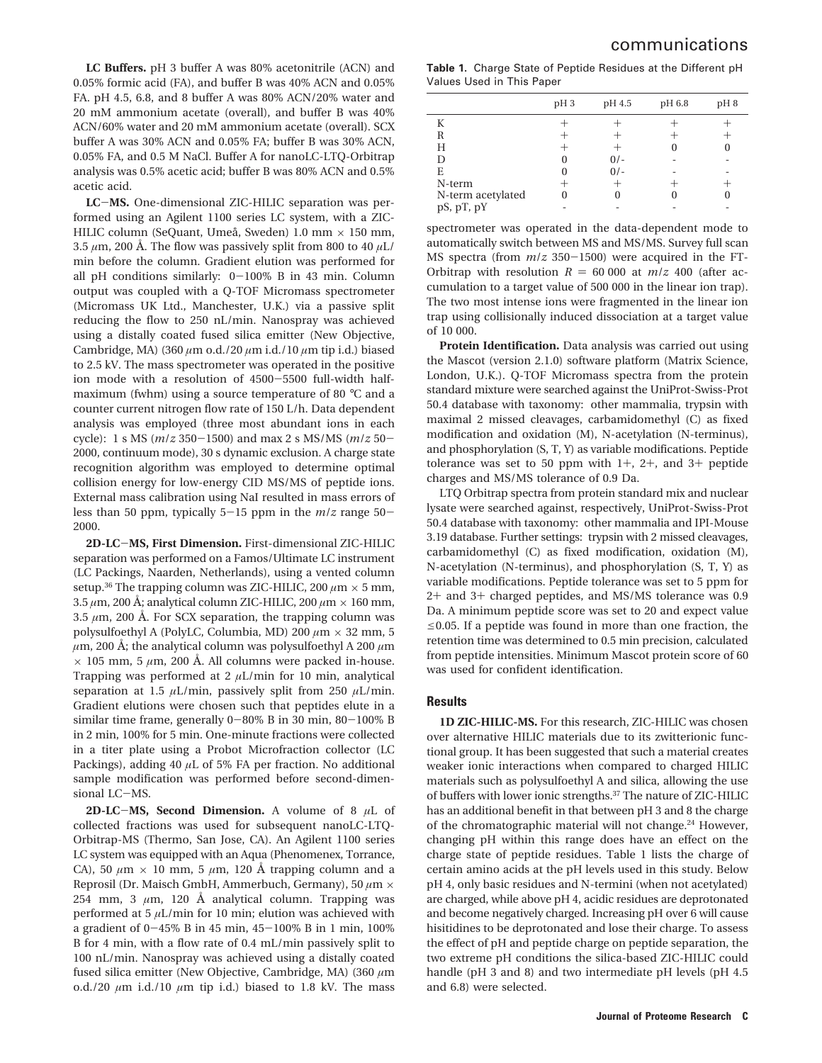**LC Buffers.** pH 3 buffer A was 80% acetonitrile (ACN) and 0.05% formic acid (FA), and buffer B was 40% ACN and 0.05% FA. pH 4.5, 6.8, and 8 buffer A was 80% ACN/20% water and 20 mM ammonium acetate (overall), and buffer B was 40% ACN/60% water and 20 mM ammonium acetate (overall). SCX buffer A was 30% ACN and 0.05% FA; buffer B was 30% ACN, 0.05% FA, and 0.5 M NaCl. Buffer A for nanoLC-LTQ-Orbitrap analysis was 0.5% acetic acid; buffer B was 80% ACN and 0.5% acetic acid.

**LC−MS.** One-dimensional ZIC-HILIC separation was performed using an Agilent 1100 series LC system, with a ZIC-HILIC column (SeQuant, Umeå, Sweden) 1.0 mm × 150 mm, 3.5 μm, 200 Å. The flow was passively split from 800 to 40 μL/min before the column. Gradient elution was performed for all pH conditions similarly: 0−100% B in 43 min. Column output was coupled with a Q-TOF Micromass spectrometer (Micromass UK Ltd., Manchester, U.K.) via a passive split reducing the flow to 250 nL/min. Nanospray was achieved using a distally coated fused silica emitter (New Objective, Cambridge, MA) (360 μm o.d./20 μm i.d./10 μm tip i.d.) biased to 2.5 kV. The mass spectrometer was operated in the positive ion mode with a resolution of 4500−5500 full-width half-maximum (fwhm) using a source temperature of 80 °C and a counter current nitrogen flow rate of 150 L/h. Data dependent analysis was employed (three most abundant ions in each cycle): 1 s MS ($m/z$ 350−1500) and max 2 s MS/MS ($m/z$ 50−2000, continuum mode), 30 s dynamic exclusion. A charge state recognition algorithm was employed to determine optimal collision energy for low-energy CID MS/MS of peptide ions. External mass calibration using NaI resulted in mass errors of less than 50 ppm, typically 5−15 ppm in the $m/z$ range 50−2000.

**2D-LC−MS, First Dimension.** First-dimensional ZIC-HILIC separation was performed on a Famos/Ultimate LC instrument (LC Packings, Naarden, Netherlands), using a vented column setup.[36] The trapping column was ZIC-HILIC, 200 μm × 5 mm, 3.5 μm, 200 Å; analytical column ZIC-HILIC, 200 μm × 160 mm, 3.5 μm, 200 Å. For SCX separation, the trapping column was polysulfoethyl A (PolyLC, Columbia, MD) 200 μm × 32 mm, 5 μm, 200 Å; the analytical column was polysulfoethyl A 200 μm × 105 mm, 5 μm, 200 Å. All columns were packed in-house. Trapping was performed at 2 μL/min for 10 min, analytical separation at 1.5 μL/min, passively split from 250 μL/min. Gradient elutions were chosen such that peptides elute in a similar time frame, generally 0−80% B in 30 min, 80−100% B in 2 min, 100% for 5 min. One-minute fractions were collected in a titer plate using a Probot Microfraction collector (LC Packings), adding 40 μL of 5% FA per fraction. No additional sample modification was performed before second-dimensional LC−MS.

**2D-LC−MS, Second Dimension.** A volume of 8 μL of collected fractions was used for subsequent nanoLC-LTQ-Orbitrap-MS (Thermo, San Jose, CA). An Agilent 1100 series LC system was equipped with an Aqua (Phenomenex, Torrance, CA), 50 μm × 10 mm, 5 μm, 120 Å trapping column and a Reprosil (Dr. Maisch GmbH, Ammerbuch, Germany), 50 μm × 254 mm, 3 μm, 120 Å analytical column. Trapping was performed at 5 μL/min for 10 min; elution was achieved with a gradient of 0−45% B in 45 min, 45−100% B in 1 min, 100% B for 4 min, with a flow rate of 0.4 mL/min passively split to 100 nL/min. Nanospray was achieved using a distally coated fused silica emitter (New Objective, Cambridge, MA) (360 μm o.d./20 μm i.d./10 μm tip i.d.) biased to 1.8 kV. The mass spectrometer was operated in the data-dependent mode to automatically switch between MS and MS/MS. Survey full scan MS spectra (from $m/z$ 350−1500) were acquired in the FT-Orbitrap with resolution $R$ = 60 000 at $m/z$ 400 (after accumulation to a target value of 500 000 in the linear ion trap). The two most intense ions were fragmented in the linear ion trap using collisionally induced dissociation at a target value of 10 000.

**Table 1.** Charge State of Peptide Residues at the Different pH Values Used in This Paper

| | pH 3 | pH 4.5 | pH 6.8 | pH 8 |
|---|---|---|---|---|
| K | + | + | + | + |
| R | + | + | + | + |
| H | + | + | 0 | 0 |
| D | 0 | 0/- | - | - |
| E | 0 | 0/- | - | - |
| N-term | + | + | + | + |
| N-term acetylated | 0 | 0 | 0 | 0 |
| pS, pT, pY | - | - | - | - |

**Protein Identification.** Data analysis was carried out using the Mascot (version 2.1.0) software platform (Matrix Science, London, U.K.). Q-TOF Micromass spectra from the protein standard mixture were searched against the UniProt-Swiss-Prot 50.4 database with taxonomy: other mammalia, trypsin with maximal 2 missed cleavages, carbamidomethyl (C) as fixed modification and oxidation (M), N-acetylation (N-terminus), and phosphorylation (S, T, Y) as variable modifications. Peptide tolerance was set to 50 ppm with 1+, 2+, and 3+ peptide charges and MS/MS tolerance of 0.9 Da.

LTQ Orbitrap spectra from protein standard mix and nuclear lysate were searched against, respectively, UniProt-Swiss-Prot 50.4 database with taxonomy: other mammalia and IPI-Mouse 3.19 database. Further settings: trypsin with 2 missed cleavages, carbamidomethyl (C) as fixed modification, oxidation (M), N-acetylation (N-terminus), and phosphorylation (S, T, Y) as variable modifications. Peptide tolerance was set to 5 ppm for 2+ and 3+ charged peptides, and MS/MS tolerance was 0.9 Da. A minimum peptide score was set to 20 and expect value ≤0.05. If a peptide was found in more than one fraction, the retention time was determined to 0.5 min precision, calculated from peptide intensities. Minimum Mascot protein score of 60 was used for confident identification.

## Results

**1D ZIC-HILIC-MS.** For this research, ZIC-HILIC was chosen over alternative HILIC materials due to its zwitterionic functional group. It has been suggested that such a material creates weaker ionic interactions when compared to charged HILIC materials such as polysulfoethyl A and silica, allowing the use of buffers with lower ionic strengths.[37] The nature of ZIC-HILIC has an additional benefit in that between pH 3 and 8 the charge of the chromatographic material will not change.[24] However, changing pH within this range does have an effect on the charge state of peptide residues. Table 1 lists the charge of certain amino acids at the pH levels used in this study. Below pH 4, only basic residues and N-termini (when not acetylated) are charged, while above pH 4, acidic residues are deprotonated and become negatively charged. Increasing pH over 6 will cause hisitidines to be deprotonated and lose their charge. To assess the effect of pH and peptide charge on peptide separation, the two extreme pH conditions the silica-based ZIC-HILIC could handle (pH 3 and 8) and two intermediate pH levels (pH 4.5 and 6.8) were selected.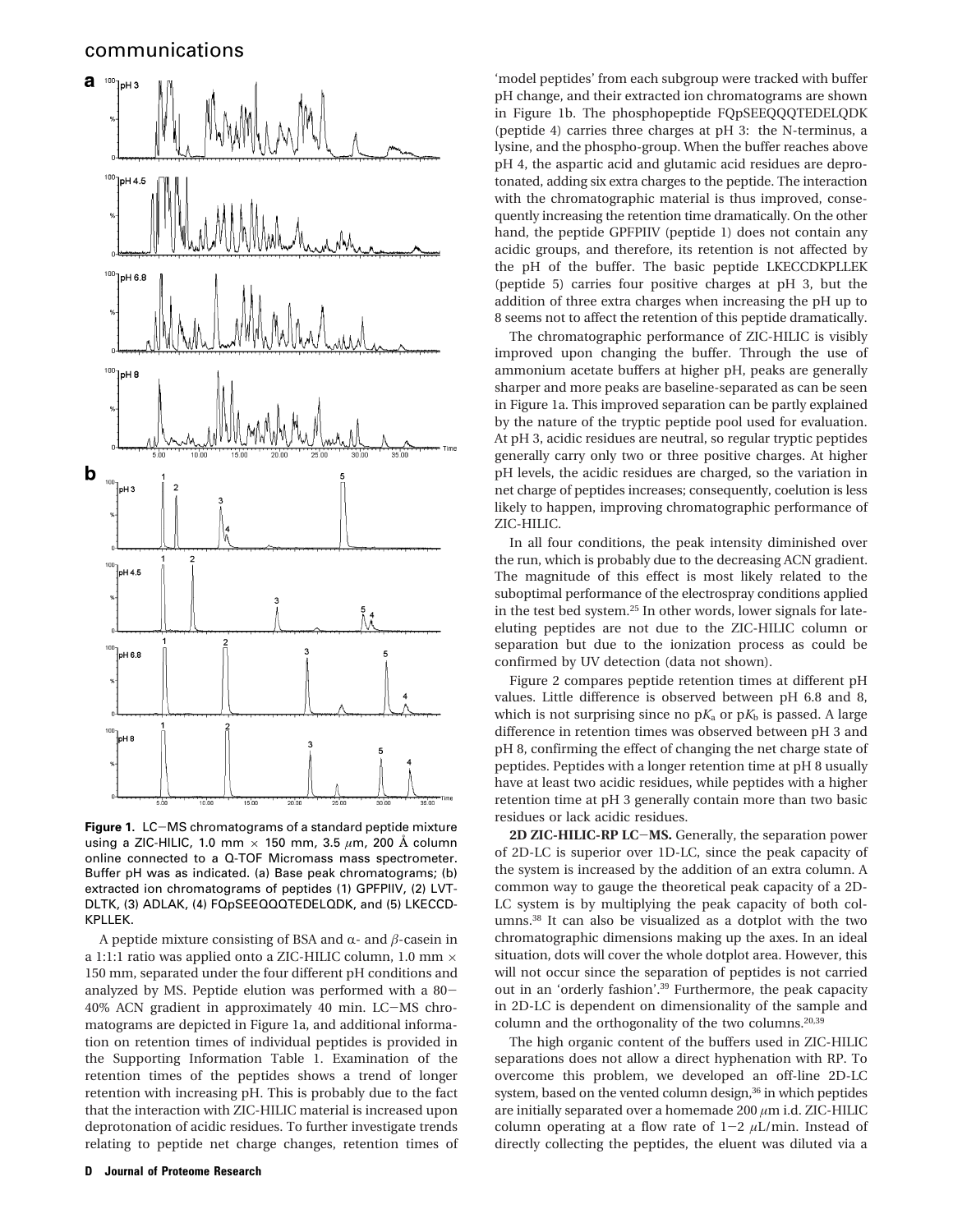**Figure 1.** LC−MS chromatograms of a standard peptide mixture using a ZIC-HILIC, 1.0 mm × 150 mm, 3.5 $\mu$m, 200 Å column online connected to a Q-TOF Micromass mass spectrometer. Buffer pH was as indicated. (a) Base peak chromatograms; (b) extracted ion chromatograms of peptides (1) GPFPIIV, (2) LVTDLTK, (3) ADLAK, (4) FQpSEEQQQTEDELQDK, and (5) LKECCDKPLLEK.

A peptide mixture consisting of BSA and α- and β-casein in a 1:1:1 ratio was applied onto a ZIC-HILIC column, 1.0 mm × 150 mm, separated under the four different pH conditions and analyzed by MS. Peptide elution was performed with a 80−40% ACN gradient in approximately 40 min. LC−MS chromatograms are depicted in Figure 1a, and additional information on retention times of individual peptides is provided in the Supporting Information Table 1. Examination of the retention times of the peptides shows a trend of longer retention with increasing pH. This is probably due to the fact that the interaction with ZIC-HILIC material is increased upon deprotonation of acidic residues. To further investigate trends relating to peptide net charge changes, retention times of 'model peptides' from each subgroup were tracked with buffer pH change, and their extracted ion chromatograms are shown in Figure 1b. The phosphopeptide FQpSEEQQQTEDELQDK (peptide 4) carries three charges at pH 3: the N-terminus, a lysine, and the phospho-group. When the buffer reaches above pH 4, the aspartic acid and glutamic acid residues are deprotonated, adding six extra charges to the peptide. The interaction with the chromatographic material is thus improved, consequently increasing the retention time dramatically. On the other hand, the peptide GPFPIIV (peptide 1) does not contain any acidic groups, and therefore, its retention is not affected by the pH of the buffer. The basic peptide LKECCDKPLLEK (peptide 5) carries four positive charges at pH 3, but the addition of three extra charges when increasing the pH up to 8 seems not to affect the retention of this peptide dramatically.

The chromatographic performance of ZIC-HILIC is visibly improved upon changing the buffer. Through the use of ammonium acetate buffers at higher pH, peaks are generally sharper and more peaks are baseline-separated as can be seen in Figure 1a. This improved separation can be partly explained by the nature of the tryptic peptide pool used for evaluation. At pH 3, acidic residues are neutral, so regular tryptic peptides generally carry only two or three positive charges. At higher pH levels, the acidic residues are charged, so the variation in net charge of peptides increases; consequently, coelution is less likely to happen, improving chromatographic performance of ZIC-HILIC.

In all four conditions, the peak intensity diminished over the run, which is probably due to the decreasing ACN gradient. The magnitude of this effect is most likely related to the suboptimal performance of the electrospray conditions applied in the test bed system.[25] In other words, lower signals for late-eluting peptides are not due to the ZIC-HILIC column or separation but due to the ionization process as could be confirmed by UV detection (data not shown).

Figure 2 compares peptide retention times at different pH values. Little difference is observed between pH 6.8 and 8, which is not surprising since no $pK_a$ or $pK_b$ is passed. A large difference in retention times was observed between pH 3 and pH 8, confirming the effect of changing the net charge state of peptides. Peptides with a longer retention time at pH 8 usually have at least two acidic residues, while peptides with a higher retention time at pH 3 generally contain more than two basic residues or lack acidic residues.

**2D ZIC-HILIC-RP LC−MS.** Generally, the separation power of 2D-LC is superior over 1D-LC, since the peak capacity of the system is increased by the addition of an extra column. A common way to gauge the theoretical peak capacity of a 2D-LC system is by multiplying the peak capacity of both columns.[38] It can also be visualized as a dotplot with the two chromatographic dimensions making up the axes. In an ideal situation, dots will cover the whole dotplot area. However, this will not occur since the separation of peptides is not carried out in an 'orderly fashion'.[39] Furthermore, the peak capacity in 2D-LC is dependent on dimensionality of the sample and column and the orthogonality of the two columns.[20,39]

The high organic content of the buffers used in ZIC-HILIC separations does not allow a direct hyphenation with RP. To overcome this problem, we developed an off-line 2D-LC system, based on the vented column design,[36] in which peptides are initially separated over a homemade 200 $\mu$m i.d. ZIC-HILIC column operating at a flow rate of 1−2 $\mu$L/min. Instead of directly collecting the peptides, the eluent was diluted via a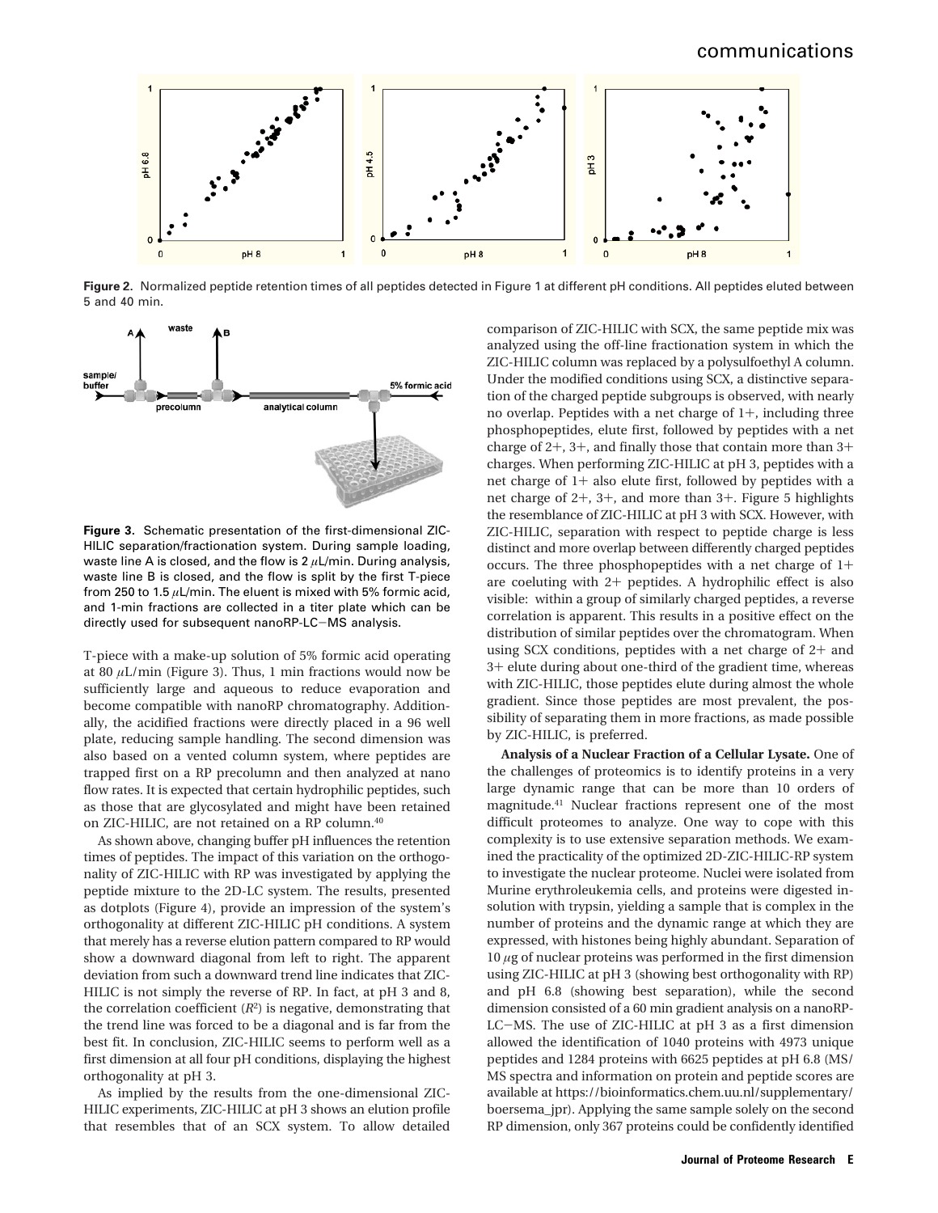**Figure 2.** Normalized peptide retention times of all peptides detected in Figure 1 at different pH conditions. All peptides eluted between 5 and 40 min.

**Figure 3.** Schematic presentation of the first-dimensional ZIC-HILIC separation/fractionation system. During sample loading, waste line A is closed, and the flow is 2 $\mu$L/min. During analysis, waste line B is closed, and the flow is split by the first T-piece from 250 to 1.5 $\mu$L/min. The eluent is mixed with 5% formic acid, and 1-min fractions are collected in a titer plate which can be directly used for subsequent nanoRP-LC−MS analysis.

T-piece with a make-up solution of 5% formic acid operating at 80 $\mu$L/min (Figure 3). Thus, 1 min fractions would now be sufficiently large and aqueous to reduce evaporation and become compatible with nanoRP chromatography. Additionally, the acidified fractions were directly placed in a 96 well plate, reducing sample handling. The second dimension was also based on a vented column system, where peptides are trapped first on a RP precolumn and then analyzed at nano flow rates. It is expected that certain hydrophilic peptides, such as those that are glycosylated and might have been retained on ZIC-HILIC, are not retained on a RP column.[40]

As shown above, changing buffer pH influences the retention times of peptides. The impact of this variation on the orthogonality of ZIC-HILIC with RP was investigated by applying the peptide mixture to the 2D-LC system. The results, presented as dotplots (Figure 4), provide an impression of the system's orthogonality at different ZIC-HILIC pH conditions. A system that merely has a reverse elution pattern compared to RP would show a downward diagonal from left to right. The apparent deviation from such a downward trend line indicates that ZIC-HILIC is not simply the reverse of RP. In fact, at pH 3 and 8, the correlation coefficient ($R^2$) is negative, demonstrating that the trend line was forced to be a diagonal and is far from the best fit. In conclusion, ZIC-HILIC seems to perform well as a first dimension at all four pH conditions, displaying the highest orthogonality at pH 3.

As implied by the results from the one-dimensional ZIC-HILIC experiments, ZIC-HILIC at pH 3 shows an elution profile that resembles that of an SCX system. To allow detailed comparison of ZIC-HILIC with SCX, the same peptide mix was analyzed using the off-line fractionation system in which the ZIC-HILIC column was replaced by a polysulfoethyl A column. Under the modified conditions using SCX, a distinctive separation of the charged peptide subgroups is observed, with nearly no overlap. Peptides with a net charge of 1+, including three phosphopeptides, elute first, followed by peptides with a net charge of 2+, 3+, and finally those that contain more than 3+ charges. When performing ZIC-HILIC at pH 3, peptides with a net charge of 1+ also elute first, followed by peptides with a net charge of 2+, 3+, and more than 3+. Figure 5 highlights the resemblance of ZIC-HILIC at pH 3 with SCX. However, with ZIC-HILIC, separation with respect to peptide charge is less distinct and more overlap between differently charged peptides occurs. The three phosphopeptides with a net charge of 1+ are coeluting with 2+ peptides. A hydrophilic effect is also visible: within a group of similarly charged peptides, a reverse correlation is apparent. This results in a positive effect on the distribution of similar peptides over the chromatogram. When using SCX conditions, peptides with a net charge of 2+ and 3+ elute during about one-third of the gradient time, whereas with ZIC-HILIC, those peptides elute during almost the whole gradient. Since those peptides are most prevalent, the possibility of separating them in more fractions, as made possible by ZIC-HILIC, is preferred.

**Analysis of a Nuclear Fraction of a Cellular Lysate.** One of the challenges of proteomics is to identify proteins in a very large dynamic range that can be more than 10 orders of magnitude.[41] Nuclear fractions represent one of the most difficult proteomes to analyze. One way to cope with this complexity is to use extensive separation methods. We examined the practicality of the optimized 2D-ZIC-HILIC-RP system to investigate the nuclear proteome. Nuclei were isolated from Murine erythroleukemia cells, and proteins were digested in-solution with trypsin, yielding a sample that is complex in the number of proteins and the dynamic range at which they are expressed, with histones being highly abundant. Separation of 10 $\mu$g of nuclear proteins was performed in the first dimension using ZIC-HILIC at pH 3 (showing best orthogonality with RP) and pH 6.8 (showing best separation), while the second dimension consisted of a 60 min gradient analysis on a nanoRP-LC−MS. The use of ZIC-HILIC at pH 3 as a first dimension allowed the identification of 1040 proteins with 4973 unique peptides and 1284 proteins with 6625 peptides at pH 6.8 (MS/MS spectra and information on protein and peptide scores are available at https://bioinformatics.chem.uu.nl/supplementary/boersema_jpr). Applying the same sample solely on the second RP dimension, only 367 proteins could be confidently identified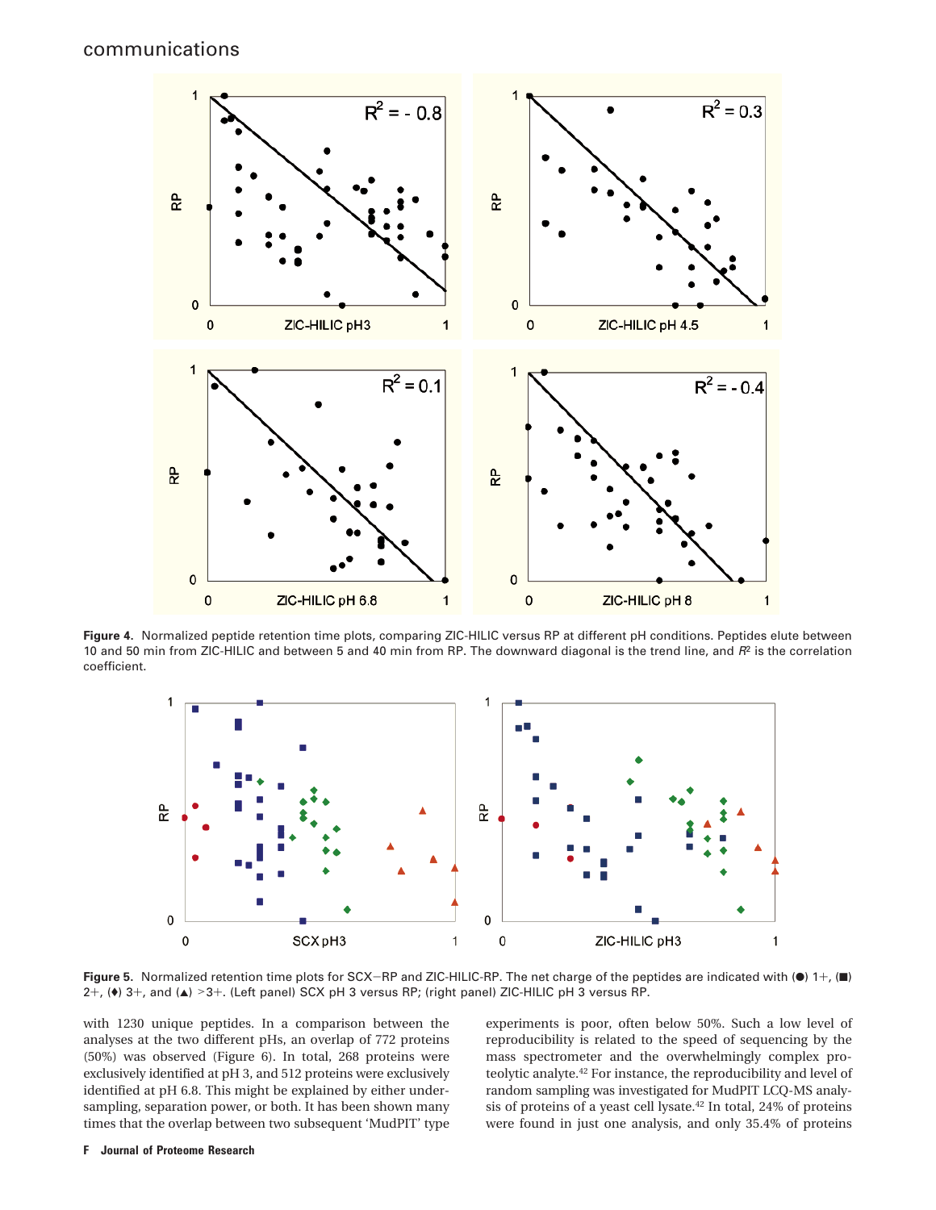Figure 4. Normalized peptide retention time plots, comparing ZIC-HILIC versus RP at different pH conditions. Peptides elute between 10 and 50 min from ZIC-HILIC and between 5 and 40 min from RP. The downward diagonal is the trend line, and $R^2$ is the correlation coefficient.

Figure 5. Normalized retention time plots for SCX−RP and ZIC-HILIC-RP. The net charge of the peptides are indicated with (●) 1+, (■) 2+, (♦) 3+, and (▲) >3+. (Left panel) SCX pH 3 versus RP; (right panel) ZIC-HILIC pH 3 versus RP.

with 1230 unique peptides. In a comparison between the analyses at the two different pHs, an overlap of 772 proteins (50%) was observed (Figure 6). In total, 268 proteins were exclusively identified at pH 3, and 512 proteins were exclusively identified at pH 6.8. This might be explained by either undersampling, separation power, or both. It has been shown many times that the overlap between two subsequent 'MudPIT' type experiments is poor, often below 50%. Such a low level of reproducibility is related to the speed of sequencing by the mass spectrometer and the overwhelmingly complex proteolytic analyte.[42] For instance, the reproducibility and level of random sampling was investigated for MudPIT LCQ-MS analysis of proteins of a yeast cell lysate.[42] In total, 24% of proteins were found in just one analysis, and only 35.4% of proteins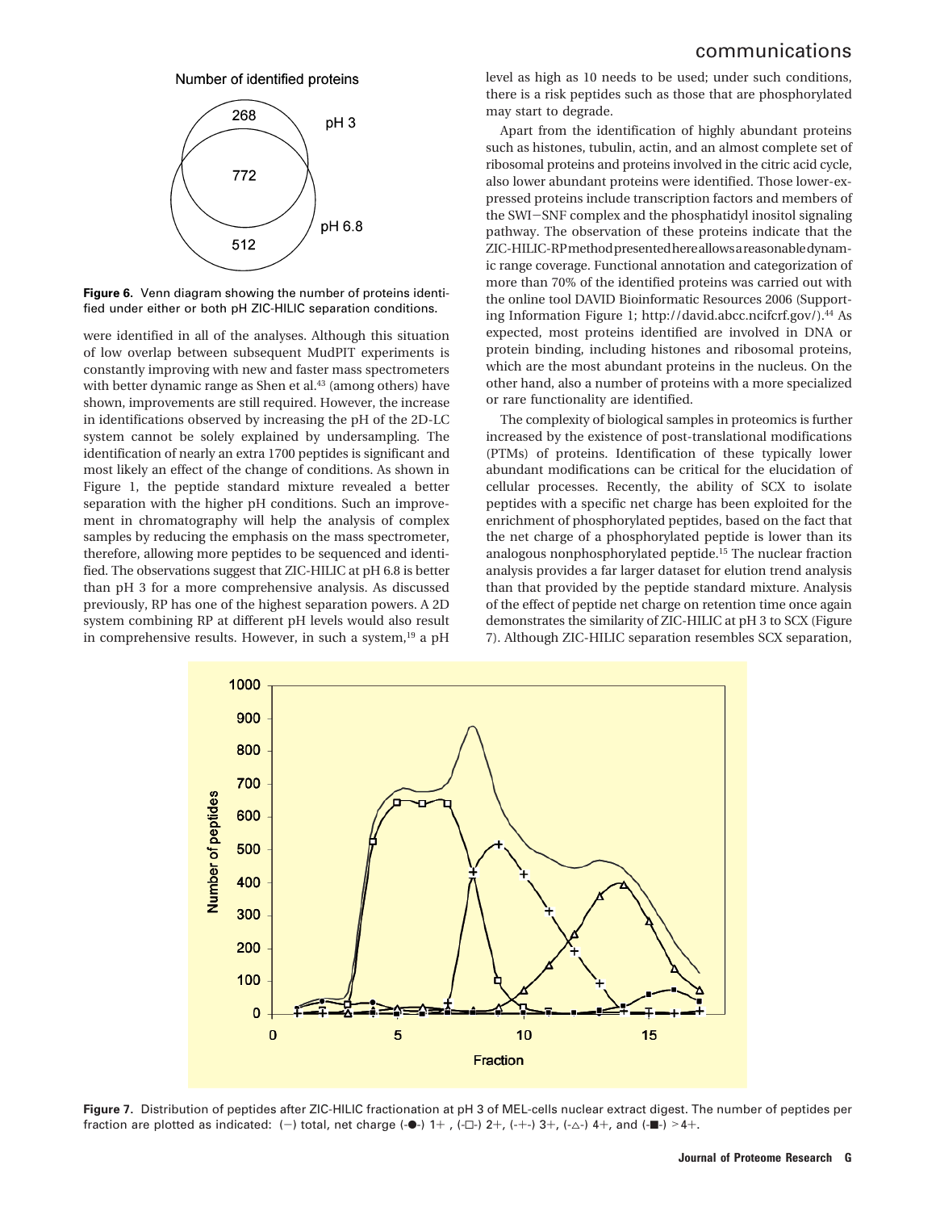Number of identified proteins

268 pH 3

772

512 pH 6.8

**Figure 6.** Venn diagram showing the number of proteins identified under either or both pH ZIC-HILIC separation conditions.

were identified in all of the analyses. Although this situation of low overlap between subsequent MudPIT experiments is constantly improving with new and faster mass spectrometers with better dynamic range as Shen et al.[43] (among others) have shown, improvements are still required. However, the increase in identifications observed by increasing the pH of the 2D-LC system cannot be solely explained by undersampling. The identification of nearly an extra 1700 peptides is significant and most likely an effect of the change of conditions. As shown in Figure 1, the peptide standard mixture revealed a better separation with the higher pH conditions. Such an improvement in chromatography will help the analysis of complex samples by reducing the emphasis on the mass spectrometer, therefore, allowing more peptides to be sequenced and identified. The observations suggest that ZIC-HILIC at pH 6.8 is better than pH 3 for a more comprehensive analysis. As discussed previously, RP has one of the highest separation powers. A 2D system combining RP at different pH levels would also result in comprehensive results. However, in such a system,[19] a pH level as high as 10 needs to be used; under such conditions, there is a risk peptides such as those that are phosphorylated may start to degrade.

Apart from the identification of highly abundant proteins such as histones, tubulin, actin, and an almost complete set of ribosomal proteins and proteins involved in the citric acid cycle, also lower abundant proteins were identified. Those lower-expressed proteins include transcription factors and members of the SWI−SNF complex and the phosphatidyl inositol signaling pathway. The observation of these proteins indicate that the ZIC-HILIC-RP method presented here allows a reasonable dynamic range coverage. Functional annotation and categorization of more than 70% of the identified proteins was carried out with the online tool DAVID Bioinformatic Resources 2006 (Supporting Information Figure 1; http://david.abcc.ncifcrf.gov/).[44] As expected, most proteins identified are involved in DNA or protein binding, including histones and ribosomal proteins, which are the most abundant proteins in the nucleus. On the other hand, also a number of proteins with a more specialized or rare functionality are identified.

The complexity of biological samples in proteomics is further increased by the existence of post-translational modifications (PTMs) of proteins. Identification of these typically lower abundant modifications can be critical for the elucidation of cellular processes. Recently, the ability of SCX to isolate peptides with a specific net charge has been exploited for the enrichment of phosphorylated peptides, based on the fact that the net charge of a phosphorylated peptide is lower than its analogous nonphosphorylated peptide.[15] The nuclear fraction analysis provides a far larger dataset for elution trend analysis than that provided by the peptide standard mixture. Analysis of the effect of peptide net charge on retention time once again demonstrates the similarity of ZIC-HILIC at pH 3 to SCX (Figure 7). Although ZIC-HILIC separation resembles SCX separation,

**Figure 7.** Distribution of peptides after ZIC-HILIC fractionation at pH 3 of MEL-cells nuclear extract digest. The number of peptides per fraction are plotted as indicated: (−) total, net charge (-●-) 1+ , (-□-) 2+, (-+-) 3+, (-△-) 4+, and (-■-) >4+.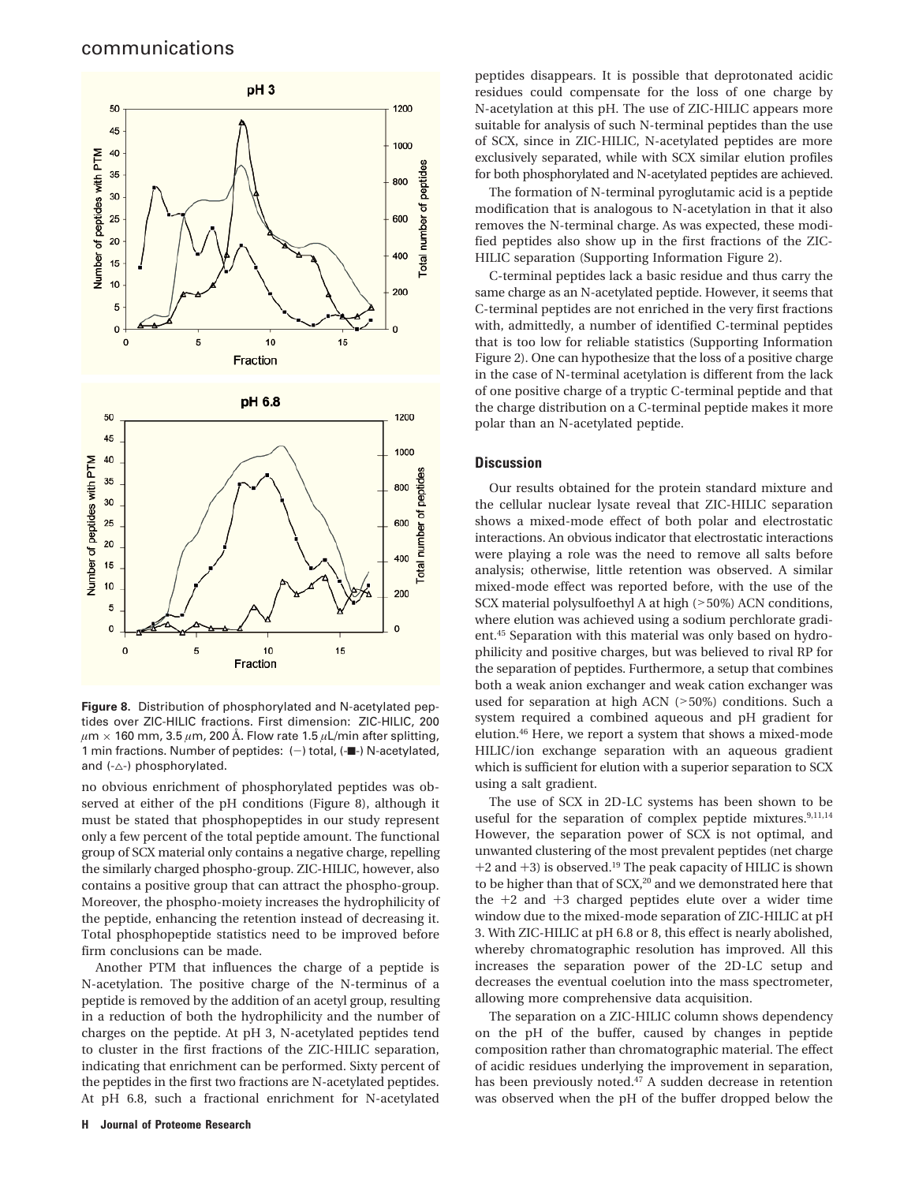**Figure 8.** Distribution of phosphorylated and N-acetylated peptides over ZIC-HILIC fractions. First dimension: ZIC-HILIC, 200 $\mu$m × 160 mm, 3.5 $\mu$m, 200 Å. Flow rate 1.5 $\mu$L/min after splitting, 1 min fractions. Number of peptides: (−) total, (-■-) N-acetylated, and (-△-) phosphorylated.

no obvious enrichment of phosphorylated peptides was observed at either of the pH conditions (Figure 8), although it must be stated that phosphopeptides in our study represent only a few percent of the total peptide amount. The functional group of SCX material only contains a negative charge, repelling the similarly charged phospho-group. ZIC-HILIC, however, also contains a positive group that can attract the phospho-group. Moreover, the phospho-moiety increases the hydrophilicity of the peptide, enhancing the retention instead of decreasing it. Total phosphopeptide statistics need to be improved before firm conclusions can be made.

Another PTM that influences the charge of a peptide is N-acetylation. The positive charge of the N-terminus of a peptide is removed by the addition of an acetyl group, resulting in a reduction of both the hydrophilicity and the number of charges on the peptide. At pH 3, N-acetylated peptides tend to cluster in the first fractions of the ZIC-HILIC separation, indicating that enrichment can be performed. Sixty percent of the peptides in the first two fractions are N-acetylated peptides. At pH 6.8, such a fractional enrichment for N-acetylated peptides disappears. It is possible that deprotonated acidic residues could compensate for the loss of one charge by N-acetylation at this pH. The use of ZIC-HILIC appears more suitable for analysis of such N-terminal peptides than the use of SCX, since in ZIC-HILIC, N-acetylated peptides are more exclusively separated, while with SCX similar elution profiles for both phosphorylated and N-acetylated peptides are achieved.

The formation of N-terminal pyroglutamic acid is a peptide modification that is analogous to N-acetylation in that it also removes the N-terminal charge. As was expected, these modified peptides also show up in the first fractions of the ZIC-HILIC separation (Supporting Information Figure 2).

C-terminal peptides lack a basic residue and thus carry the same charge as an N-acetylated peptide. However, it seems that C-terminal peptides are not enriched in the very first fractions with, admittedly, a number of identified C-terminal peptides that is too low for reliable statistics (Supporting Information Figure 2). One can hypothesize that the loss of a positive charge in the case of N-terminal acetylation is different from the lack of one positive charge of a tryptic C-terminal peptide and that the charge distribution on a C-terminal peptide makes it more polar than an N-acetylated peptide.

## Discussion

Our results obtained for the protein standard mixture and the cellular nuclear lysate reveal that ZIC-HILIC separation shows a mixed-mode effect of both polar and electrostatic interactions. An obvious indicator that electrostatic interactions were playing a role was the need to remove all salts before analysis; otherwise, little retention was observed. A similar mixed-mode effect was reported before, with the use of the SCX material polysulfoethyl A at high (>50%) ACN conditions, where elution was achieved using a sodium perchlorate gradient.[45] Separation with this material was only based on hydrophilicity and positive charges, but was believed to rival RP for the separation of peptides. Furthermore, a setup that combines both a weak anion exchanger and weak cation exchanger was used for separation at high ACN (>50%) conditions. Such a system required a combined aqueous and pH gradient for elution.[46] Here, we report a system that shows a mixed-mode HILIC/ion exchange separation with an aqueous gradient which is sufficient for elution with a superior separation to SCX using a salt gradient.

The use of SCX in 2D-LC systems has been shown to be useful for the separation of complex peptide mixtures.[9,11,14] However, the separation power of SCX is not optimal, and unwanted clustering of the most prevalent peptides (net charge +2 and +3) is observed.[19] The peak capacity of HILIC is shown to be higher than that of SCX,[20] and we demonstrated here that the +2 and +3 charged peptides elute over a wider time window due to the mixed-mode separation of ZIC-HILIC at pH 3. With ZIC-HILIC at pH 6.8 or 8, this effect is nearly abolished, whereby chromatographic resolution has improved. All this increases the separation power of the 2D-LC setup and decreases the eventual coelution into the mass spectrometer, allowing more comprehensive data acquisition.

The separation on a ZIC-HILIC column shows dependency on the pH of the buffer, caused by changes in peptide composition rather than chromatographic material. The effect of acidic residues underlying the improvement in separation, has been previously noted.[47] A sudden decrease in retention was observed when the pH of the buffer dropped below the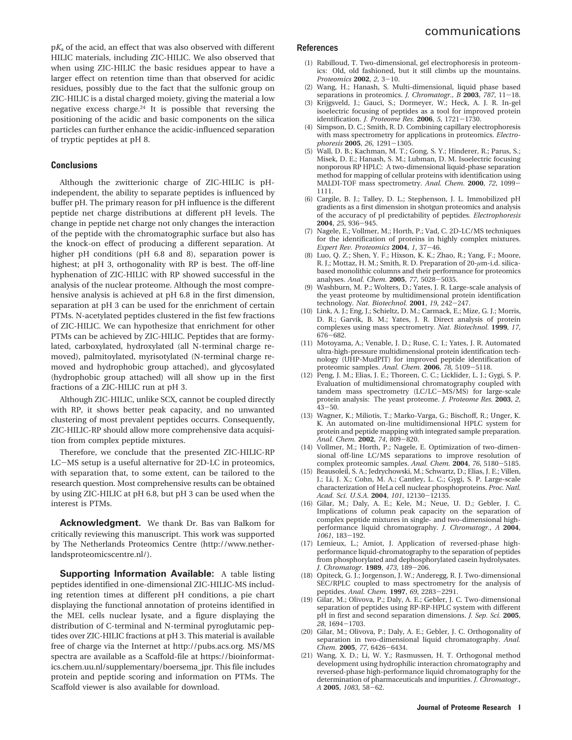p$K_a$ of the acid, an effect that was also observed with different HILIC materials, including ZIC-HILIC. We also observed that when using ZIC-HILIC the basic residues appear to have a larger effect on retention time than that observed for acidic residues, possibly due to the fact that the sulfonic group on ZIC-HILIC is a distal charged moiety, giving the material a low negative excess charge.[24] It is possible that reversing the positioning of the acidic and basic components on the silica particles can further enhance the acidic-influenced separation of tryptic peptides at pH 8.

## Conclusions

Although the zwitterionic charge of ZIC-HILIC is pH-independent, the ability to separate peptides is influenced by buffer pH. The primary reason for pH influence is the different peptide net charge distributions at different pH levels. The change in peptide net charge not only changes the interaction of the peptide with the chromatographic surface but also has the knock-on effect of producing a different separation. At higher pH conditions (pH 6.8 and 8), separation power is highest; at pH 3, orthogonality with RP is best. The off-line hyphenation of ZIC-HILIC with RP showed successful in the analysis of the nuclear proteome. Although the most comprehensive analysis is achieved at pH 6.8 in the first dimension, separation at pH 3 can be used for the enrichment of certain PTMs. N-acetylated peptides clustered in the fist few fractions of ZIC-HILIC. We can hypothesize that enrichment for other PTMs can be achieved by ZIC-HILIC. Peptides that are formylated, carboxylated, hydroxylated (all N-terminal charge removed), palmitoylated, myrisotylated (N-terminal charge removed and hydrophobic group attached), and glycosylated (hydrophobic group attached) will all show up in the first fractions of a ZIC-HILIC run at pH 3.

Although ZIC-HILIC, unlike SCX, cannot be coupled directly with RP, it shows better peak capacity, and no unwanted clustering of most prevalent peptides occurrs. Consequently, ZIC-HILIC-RP should allow more comprehensive data acquisition from complex peptide mixtures.

Therefore, we conclude that the presented ZIC-HILIC-RP LC−MS setup is a useful alternative for 2D-LC in proteomics, with separation that, to some extent, can be tailored to the research question. Most comprehensive results can be obtained by using ZIC-HILIC at pH 6.8, but pH 3 can be used when the interest is PTMs.

**Acknowledgment.** We thank Dr. Bas van Balkom for critically reviewing this manuscript. This work was supported by The Netherlands Proteomics Centre (http://www.netherlandsproteomicscentre.nl/).

**Supporting Information Available:** A table listing peptides identified in one-dimensional ZIC-HILIC-MS including retention times at different pH conditions, a pie chart displaying the functional annotation of proteins identified in the MEL cells nuclear lysate, and a figure displaying the distribution of C-terminal and N-terminal pyroglutamic peptides over ZIC-HILIC fractions at pH 3. This material is available free of charge via the Internet at http://pubs.acs.org. MS/MS spectra are available as a Scaffold-file at https://bioinformatics.chem.uu.nl/supplementary/boersema_jpr. This file includes protein and peptide scoring and information on PTMs. The Scaffold viewer is also available for download.

## References

(1) Rabilloud, T. Two-dimensional, gel electrophoresis in proteomics: Old, old fashioned, but it still climbs up the mountains. *Proteomics* **2002**, *2*, 3−10.

(2) Wang, H.; Hanash, S. Multi-dimensional, liquid phase based separations in proteomics. *J. Chromatogr., B* **2003**, *787*, 11−18.

(3) Krijgsveld, J.; Gauci, S.; Dormeyer, W.; Heck, A. J. R. In-gel isoelectric focusing of peptides as a tool for improved protein identification. *J. Proteome Res.* **2006**, *5*, 1721−1730.

(4) Simpson, D. C.; Smith, R. D. Combining capillary electrophoresis with mass spectrometry for applications in proteomics. *Electrophoresis* **2005**, *26*, 1291−1305.

(5) Wall, D. B.; Kachman, M. T.; Gong, S. Y.; Hinderer, R.; Parus, S.; Misek, D. E.; Hanash, S. M.; Lubman, D. M. Isoelectric focusing nonporous RP HPLC: A two-dimensional liquid-phase separation method for mapping of cellular proteins with identification using MALDI-TOF mass spectrometry. *Anal. Chem.* **2000**, *72*, 1099−1111.

(6) Cargile, B. J.; Talley, D. L.; Stephenson, J. L. Immobilized pH gradients as a first dimension in shotgun proteomics and analysis of the accuracy of pI predictability of peptides. *Electrophoresis* **2004**, *25*, 936−945.

(7) Nagele, E.; Vollmer, M.; Horth, P.; Vad, C. 2D-LC/MS techniques for the identification of proteins in highly complex mixtures. *Expert Rev. Proteomics* **2004**, *1*, 37−46.

(8) Luo, Q. Z.; Shen, Y. F.; Hixson, K. K.; Zhao, R.; Yang, F.; Moore, R. J.; Mottaz, H. M.; Smith, R. D. Preparation of 20-$\mu$m-i.d. silica-based monolithic columns and their performance for proteomics analyses. *Anal. Chem.* **2005**, *77*, 5028−5035.

(9) Washburn, M. P.; Wolters, D.; Yates, J. R. Large-scale analysis of the yeast proteome by multidimensional protein identification technology. *Nat. Biotechnol.* **2001**, *19*, 242−247.

(10) Link, A. J.; Eng, J.; Schieltz, D. M.; Carmack, E.; Mize, G. J.; Morris, D. R.; Garvik, B. M.; Yates, J. R. Direct analysis of protein complexes using mass spectrometry. *Nat. Biotechnol.* **1999**, *17*, 676−682.

(11) Motoyama, A.; Venable, J. D.; Ruse, C. I.; Yates, J. R. Automated ultra-high-pressure multidimensional protein identification technology (UHP-MudPIT) for improved peptide identification of proteomic samples. *Anal. Chem.* **2006**, *78*, 5109−5118.

(12) Peng, J. M.; Elias, J. E.; Thoreen, C. C.; Licklider, L. J.; Gygi, S. P. Evaluation of multidimensional chromatography coupled with tandem mass spectrometry (LC/LC−MS/MS) for large-scale protein analysis: The yeast proteome. *J. Proteome Res.* **2003**, *2*, 43−50.

(13) Wagner, K.; Miliotis, T.; Marko-Varga, G.; Bischoff, R.; Unger, K. K. An automated on-line multidimensional HPLC system for protein and peptide mapping with integrated sample preparation. *Anal. Chem.* **2002**, *74*, 809−820.

(14) Vollmer, M.; Horth, P.; Nagele, E. Optimization of two-dimensional off-line LC/MS separations to improve resolution of complex proteomic samples. *Anal. Chem.* **2004**, *76*, 5180−5185.

(15) Beausoleil, S. A.; Jedrychowski, M.; Schwartz, D.; Elias, J. E.; Villen, J.; Li, J. X.; Cohn, M. A.; Cantley, L. C.; Gygi, S. P. Large-scale characterization of HeLa cell nuclear phosphoproteins. *Proc. Natl. Acad. Sci. U.S.A.* **2004**, *101*, 12130−12135.

(16) Gilar, M.; Daly, A. E.; Kele, M.; Neue, U. D.; Gebler, J. C. Implications of column peak capacity on the separation of complex peptide mixtures in single- and two-dimensional high-performance liquid chromatography. *J. Chromatogr., A* **2004**, *1061*, 183−192.

(17) Lemieux, L.; Amiot, J. Application of reversed-phase high-performance liquid-chromatography to the separation of peptides from phosphorylated and dephosphorylated casein hydrolysates. *J. Chromatogr.* **1989**, *473*, 189−206.

(18) Opiteck, G. J.; Jorgenson, J. W.; Anderegg, R. J. Two-dimensional SEC/RPLC coupled to mass spectrometry for the analysis of peptides. *Anal. Chem.* **1997**, *69*, 2283−2291.

(19) Gilar, M.; Olivova, P.; Daly, A. E.; Gebler, J. C. Two-dimensional separation of peptides using RP-RP-HPLC system with different pH in first and second separation dimensions. *J. Sep. Sci.* **2005**, *28*, 1694−1703.

(20) Gilar, M.; Olivova, P.; Daly, A. E.; Gebler, J. C. Orthogonality of separation in two-dimensional liquid chromatography. *Anal. Chem.* **2005**, *77*, 6426−6434.

(21) Wang, X. D.; Li, W. Y.; Rasmussen, H. T. Orthogonal method development using hydrophilic interaction chromatography and reversed-phase high-performance liquid chromatography for the determination of pharmaceuticals and impurities. *J. Chromatogr., A* **2005**, *1083*, 58−62.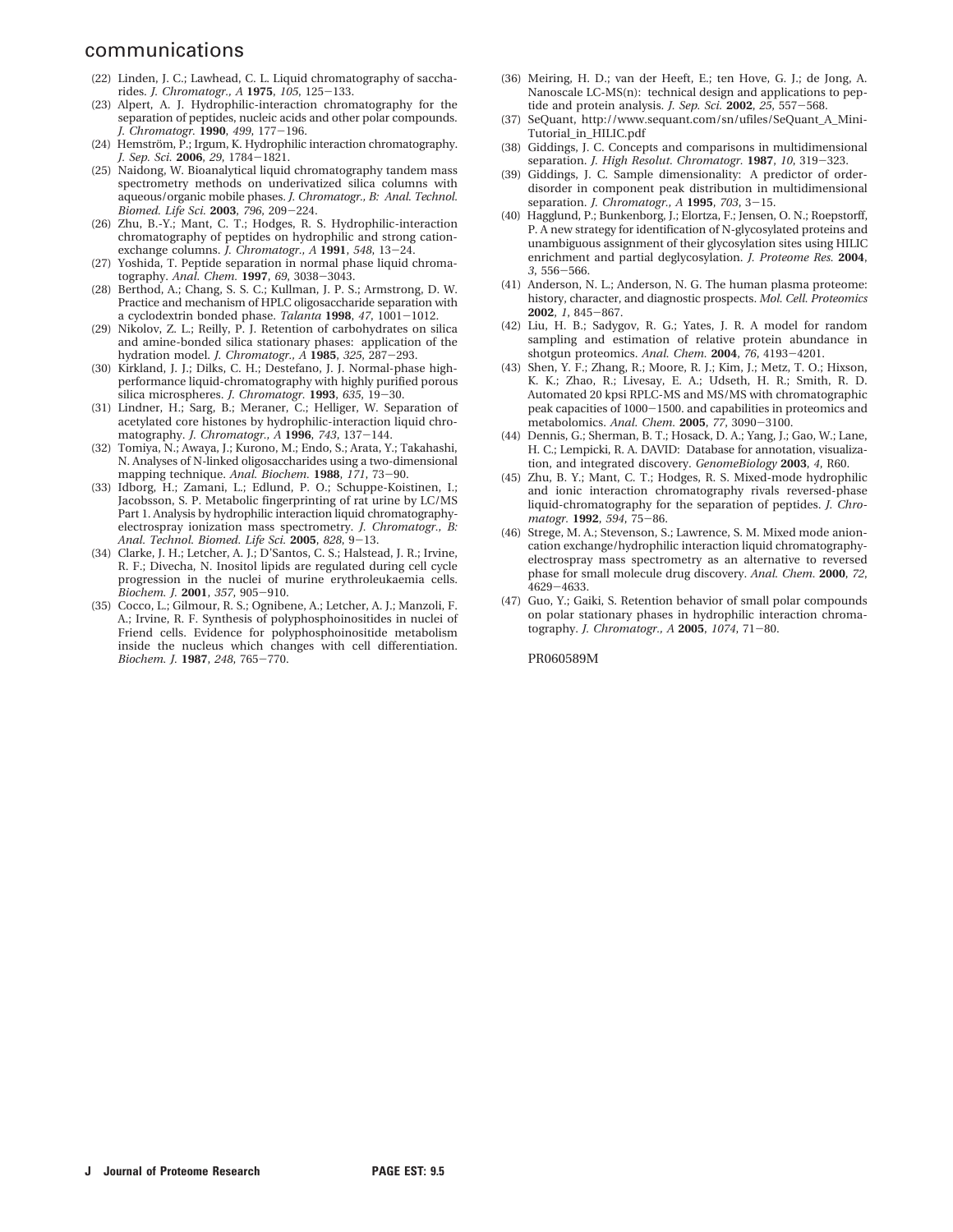(22) Linden, J. C.; Lawhead, C. L. Liquid chromatography of saccharides. *J. Chromatogr., A* **1975**, *105*, 125−133.

(23) Alpert, A. J. Hydrophilic-interaction chromatography for the separation of peptides, nucleic acids and other polar compounds. *J. Chromatogr.* **1990**, *499*, 177−196.

(24) Hemström, P.; Irgum, K. Hydrophilic interaction chromatography. *J. Sep. Sci.* **2006**, *29*, 1784−1821.

(25) Naidong, W. Bioanalytical liquid chromatography tandem mass spectrometry methods on underivatized silica columns with aqueous/organic mobile phases. *J. Chromatogr., B: Anal. Technol. Biomed. Life Sci.* **2003**, *796*, 209−224.

(26) Zhu, B.-Y.; Mant, C. T.; Hodges, R. S. Hydrophilic-interaction chromatography of peptides on hydrophilic and strong cation-exchange columns. *J. Chromatogr., A* **1991**, *548*, 13−24.

(27) Yoshida, T. Peptide separation in normal phase liquid chromatography. *Anal. Chem.* **1997**, *69*, 3038−3043.

(28) Berthod, A.; Chang, S. S. C.; Kullman, J. P. S.; Armstrong, D. W. Practice and mechanism of HPLC oligosaccharide separation with a cyclodextrin bonded phase. *Talanta* **1998**, *47*, 1001−1012.

(29) Nikolov, Z. L.; Reilly, P. J. Retention of carbohydrates on silica and amine-bonded silica stationary phases: application of the hydration model. *J. Chromatogr., A* **1985**, *325*, 287−293.

(30) Kirkland, J. J.; Dilks, C. H.; Destefano, J. J. Normal-phase high-performance liquid-chromatography with highly purified porous silica microspheres. *J. Chromatogr.* **1993**, *635*, 19−30.

(31) Lindner, H.; Sarg, B.; Meraner, C.; Helliger, W. Separation of acetylated core histones by hydrophilic-interaction liquid chromatography. *J. Chromatogr., A* **1996**, *743*, 137−144.

(32) Tomiya, N.; Awaya, J.; Kurono, M.; Endo, S.; Arata, Y.; Takahashi, N. Analyses of N-linked oligosaccharides using a two-dimensional mapping technique. *Anal. Biochem.* **1988**, *171*, 73−90.

(33) Idborg, H.; Zamani, L.; Edlund, P. O.; Schuppe-Koistinen, I.; Jacobsson, S. P. Metabolic fingerprinting of rat urine by LC/MS Part 1. Analysis by hydrophilic interaction liquid chromatography-electrospray ionization mass spectrometry. *J. Chromatogr., B: Anal. Technol. Biomed. Life Sci.* **2005**, *828*, 9−13.

(34) Clarke, J. H.; Letcher, A. J.; D'Santos, C. S.; Halstead, J. R.; Irvine, R. F.; Divecha, N. Inositol lipids are regulated during cell cycle progression in the nuclei of murine erythroleukaemia cells. *Biochem. J.* **2001**, *357*, 905−910.

(35) Cocco, L.; Gilmour, R. S.; Ognibene, A.; Letcher, A. J.; Manzoli, F. A.; Irvine, R. F. Synthesis of polyphosphoinositides in nuclei of Friend cells. Evidence for polyphosphoinositide metabolism inside the nucleus which changes with cell differentiation. *Biochem. J.* **1987**, *248*, 765−770.

(36) Meiring, H. D.; van der Heeft, E.; ten Hove, G. J.; de Jong, A. Nanoscale LC-MS(n): technical design and applications to peptide and protein analysis. *J. Sep. Sci.* **2002**, *25*, 557−568.

(37) SeQuant, http://www.sequant.com/sn/ufiles/SeQuant_A_Mini-Tutorial_in_HILIC.pdf

(38) Giddings, J. C. Concepts and comparisons in multidimensional separation. *J. High Resolut. Chromatogr.* **1987**, *10*, 319−323.

(39) Giddings, J. C. Sample dimensionality: A predictor of order-disorder in component peak distribution in multidimensional separation. *J. Chromatogr., A* **1995**, *703*, 3−15.

(40) Hagglund, P.; Bunkenborg, J.; Elortza, F.; Jensen, O. N.; Roepstorff, P. A new strategy for identification of N-glycosylated proteins and unambiguous assignment of their glycosylation sites using HILIC enrichment and partial deglycosylation. *J. Proteome Res.* **2004**, *3*, 556−566.

(41) Anderson, N. L.; Anderson, N. G. The human plasma proteome: history, character, and diagnostic prospects. *Mol. Cell. Proteomics* **2002**, *1*, 845−867.

(42) Liu, H. B.; Sadygov, R. G.; Yates, J. R. A model for random sampling and estimation of relative protein abundance in shotgun proteomics. *Anal. Chem.* **2004**, *76*, 4193−4201.

(43) Shen, Y. F.; Zhang, R.; Moore, R. J.; Kim, J.; Metz, T. O.; Hixson, K. K.; Zhao, R.; Livesay, E. A.; Udseth, H. R.; Smith, R. D. Automated 20 kpsi RPLC-MS and MS/MS with chromatographic peak capacities of 1000−1500. and capabilities in proteomics and metabolomics. *Anal. Chem.* **2005**, *77*, 3090−3100.

(44) Dennis, G.; Sherman, B. T.; Hosack, D. A.; Yang, J.; Gao, W.; Lane, H. C.; Lempicki, R. A. DAVID: Database for annotation, visualization, and integrated discovery. *GenomeBiology* **2003**, *4*, R60.

(45) Zhu, B. Y.; Mant, C. T.; Hodges, R. S. Mixed-mode hydrophilic and ionic interaction chromatography rivals reversed-phase liquid-chromatography for the separation of peptides. *J. Chromatogr.* **1992**, *594*, 75−86.

(46) Strege, M. A.; Stevenson, S.; Lawrence, S. M. Mixed mode anion-cation exchange/hydrophilic interaction liquid chromatography-electrospray mass spectrometry as an alternative to reversed phase for small molecule drug discovery. *Anal. Chem.* **2000**, *72*, 4629−4633.

(47) Guo, Y.; Gaiki, S. Retention behavior of small polar compounds on polar stationary phases in hydrophilic interaction chromatography. *J. Chromatogr., A* **2005**, *1074*, 71−80.

PR060589M